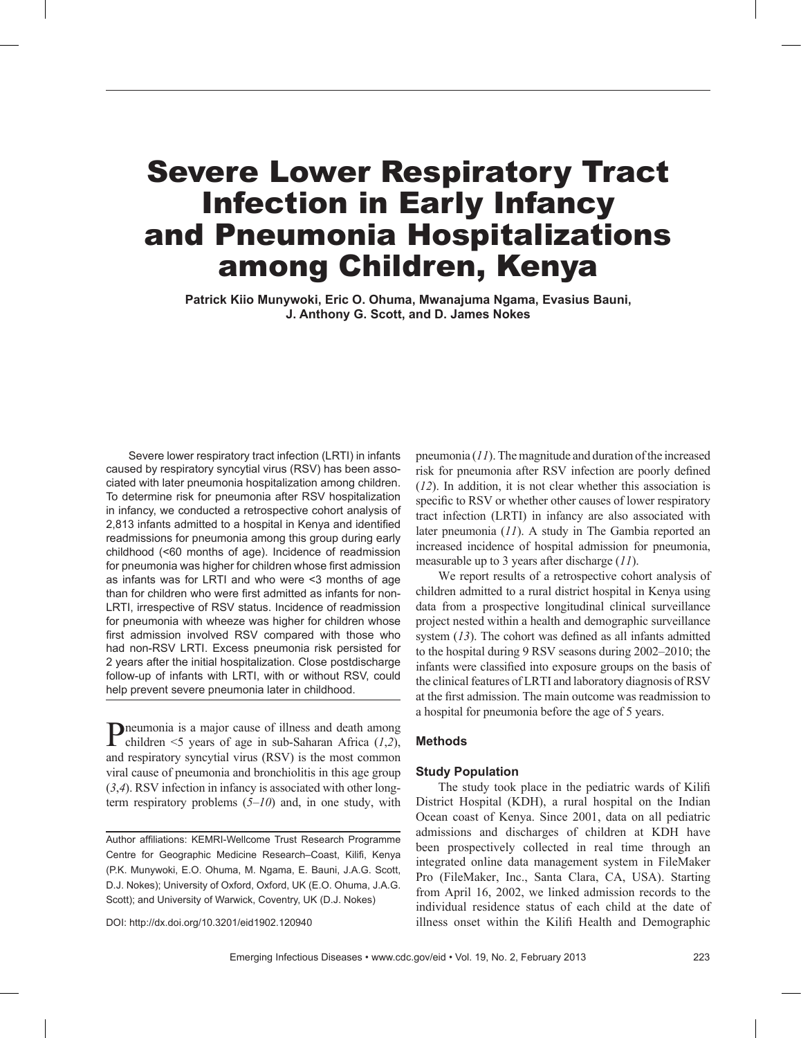# Severe Lower Respiratory Tract Infection in Early Infancy and Pneumonia Hospitalizations among Children, Kenya

**Patrick Kiio Munywoki, Eric O. Ohuma, Mwanajuma Ngama, Evasius Bauni, J. Anthony G. Scott, and D. James Nokes**

Severe lower respiratory tract infection (LRTI) in infants caused by respiratory syncytial virus (RSV) has been associated with later pneumonia hospitalization among children. To determine risk for pneumonia after RSV hospitalization in infancy, we conducted a retrospective cohort analysis of 2,813 infants admitted to a hospital in Kenya and identified readmissions for pneumonia among this group during early childhood (<60 months of age). Incidence of readmission for pneumonia was higher for children whose first admission as infants was for LRTI and who were <3 months of age than for children who were first admitted as infants for non-LRTI, irrespective of RSV status. Incidence of readmission for pneumonia with wheeze was higher for children whose first admission involved RSV compared with those who had non-RSV LRTI. Excess pneumonia risk persisted for 2 years after the initial hospitalization. Close postdischarge follow-up of infants with LRTI, with or without RSV, could help prevent severe pneumonia later in childhood.

Pneumonia is a major cause of illness and death among children <5 years of age in sub-Saharan Africa (*1*,*2*), and respiratory syncytial virus (RSV) is the most common viral cause of pneumonia and bronchiolitis in this age group (*3*,*4*). RSV infection in infancy is associated with other long-term respiratory problems (*5*–*10*) and, in one study, with pneumonia (*11*). The magnitude and duration of the increased risk for pneumonia after RSV infection are poorly defined (*12*). In addition, it is not clear whether this association is specific to RSV or whether other causes of lower respiratory tract infection (LRTI) in infancy are also associated with later pneumonia (*11*). A study in The Gambia reported an increased incidence of hospital admission for pneumonia, measurable up to 3 years after discharge (*11*).

We report results of a retrospective cohort analysis of children admitted to a rural district hospital in Kenya using data from a prospective longitudinal clinical surveillance project nested within a health and demographic surveillance system (*13*). The cohort was defined as all infants admitted to the hospital during 9 RSV seasons during 2002–2010; the infants were classified into exposure groups on the basis of the clinical features of LRTI and laboratory diagnosis of RSV at the first admission. The main outcome was readmission to a hospital for pneumonia before the age of 5 years.

Author affiliations: KEMRI-Wellcome Trust Research Programme Centre for Geographic Medicine Research–Coast, Kilifi, Kenya (P.K. Munywoki, E.O. Ohuma, M. Ngama, E. Bauni, J.A.G. Scott, D.J. Nokes); University of Oxford, Oxford, UK (E.O. Ohuma, J.A.G. Scott); and University of Warwick, Coventry, UK (D.J. Nokes)

DOI: http://dx.doi.org/10.3201/eid1902.120940

## Methods

### Study Population

The study took place in the pediatric wards of Kilifi District Hospital (KDH), a rural hospital on the Indian Ocean coast of Kenya. Since 2001, data on all pediatric admissions and discharges of children at KDH have been prospectively collected in real time through an integrated online data management system in FileMaker Pro (FileMaker, Inc., Santa Clara, CA, USA). Starting from April 16, 2002, we linked admission records to the individual residence status of each child at the date of illness onset within the Kilifi Health and Demographic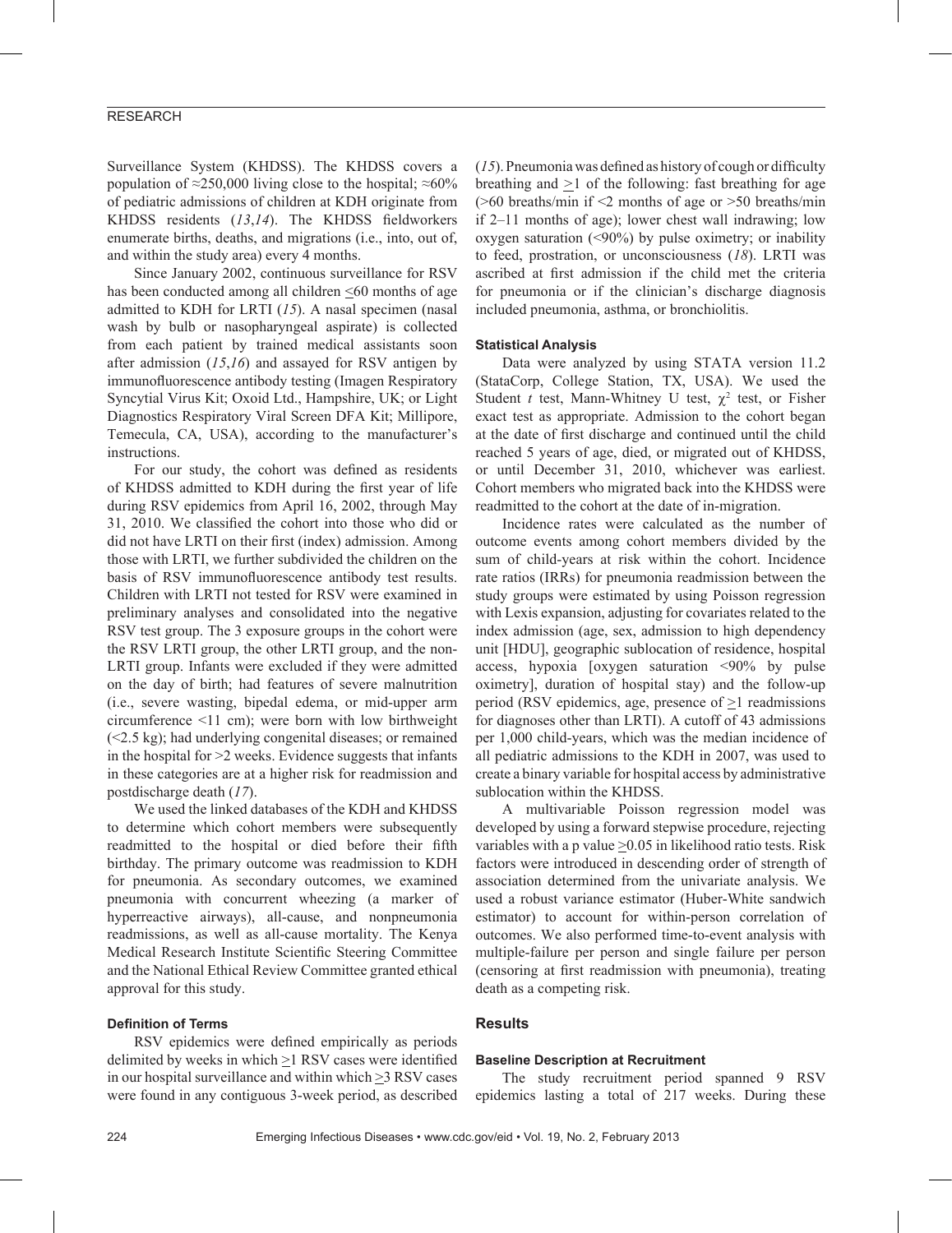Surveillance System (KHDSS). The KHDSS covers a population of ≈250,000 living close to the hospital; ≈60% of pediatric admissions of children at KDH originate from KHDSS residents (*13*,*14*). The KHDSS fieldworkers enumerate births, deaths, and migrations (i.e., into, out of, and within the study area) every 4 months.

Since January 2002, continuous surveillance for RSV has been conducted among all children ≤60 months of age admitted to KDH for LRTI (*15*). A nasal specimen (nasal wash by bulb or nasopharyngeal aspirate) is collected from each patient by trained medical assistants soon after admission (*15*,*16*) and assayed for RSV antigen by immunofluorescence antibody testing (Imagen Respiratory Syncytial Virus Kit; Oxoid Ltd., Hampshire, UK; or Light Diagnostics Respiratory Viral Screen DFA Kit; Millipore, Temecula, CA, USA), according to the manufacturer's instructions.

For our study, the cohort was defined as residents of KHDSS admitted to KDH during the first year of life during RSV epidemics from April 16, 2002, through May 31, 2010. We classified the cohort into those who did or did not have LRTI on their first (index) admission. Among those with LRTI, we further subdivided the children on the basis of RSV immunofluorescence antibody test results. Children with LRTI not tested for RSV were examined in preliminary analyses and consolidated into the negative RSV test group. The 3 exposure groups in the cohort were the RSV LRTI group, the other LRTI group, and the non-LRTI group. Infants were excluded if they were admitted on the day of birth; had features of severe malnutrition (i.e., severe wasting, bipedal edema, or mid-upper arm circumference <11 cm); were born with low birthweight (<2.5 kg); had underlying congenital diseases; or remained in the hospital for >2 weeks. Evidence suggests that infants in these categories are at a higher risk for readmission and postdischarge death (*17*).

We used the linked databases of the KDH and KHDSS to determine which cohort members were subsequently readmitted to the hospital or died before their fifth birthday. The primary outcome was readmission to KDH for pneumonia. As secondary outcomes, we examined pneumonia with concurrent wheezing (a marker of hyperreactive airways), all-cause, and nonpneumonia readmissions, as well as all-cause mortality. The Kenya Medical Research Institute Scientific Steering Committee and the National Ethical Review Committee granted ethical approval for this study.

#### Definition of Terms

RSV epidemics were defined empirically as periods delimited by weeks in which ≥1 RSV cases were identified in our hospital surveillance and within which ≥3 RSV cases were found in any contiguous 3-week period, as described (*15*). Pneumonia was defined as history of cough or difficulty breathing and ≥1 of the following: fast breathing for age (>60 breaths/min if <2 months of age or >50 breaths/min if 2–11 months of age); lower chest wall indrawing; low oxygen saturation (<90%) by pulse oximetry; or inability to feed, prostration, or unconsciousness (*18*). LRTI was ascribed at first admission if the child met the criteria for pneumonia or if the clinician's discharge diagnosis included pneumonia, asthma, or bronchiolitis.

#### Statistical Analysis

Data were analyzed by using STATA version 11.2 (StataCorp, College Station, TX, USA). We used the Student *t* test, Mann-Whitney U test, $\chi^2$ test, or Fisher exact test as appropriate. Admission to the cohort began at the date of first discharge and continued until the child reached 5 years of age, died, or migrated out of KHDSS, or until December 31, 2010, whichever was earliest. Cohort members who migrated back into the KHDSS were readmitted to the cohort at the date of in-migration.

Incidence rates were calculated as the number of outcome events among cohort members divided by the sum of child-years at risk within the cohort. Incidence rate ratios (IRRs) for pneumonia readmission between the study groups were estimated by using Poisson regression with Lexis expansion, adjusting for covariates related to the index admission (age, sex, admission to high dependency unit [HDU], geographic sublocation of residence, hospital access, hypoxia [oxygen saturation <90% by pulse oximetry], duration of hospital stay) and the follow-up period (RSV epidemics, age, presence of ≥1 readmissions for diagnoses other than LRTI). A cutoff of 43 admissions per 1,000 child-years, which was the median incidence of all pediatric admissions to the KDH in 2007, was used to create a binary variable for hospital access by administrative sublocation within the KHDSS.

A multivariable Poisson regression model was developed by using a forward stepwise procedure, rejecting variables with a p value ≥0.05 in likelihood ratio tests. Risk factors were introduced in descending order of strength of association determined from the univariate analysis. We used a robust variance estimator (Huber-White sandwich estimator) to account for within-person correlation of outcomes. We also performed time-to-event analysis with multiple-failure per person and single failure per person (censoring at first readmission with pneumonia), treating death as a competing risk.

## Results

#### Baseline Description at Recruitment

The study recruitment period spanned 9 RSV epidemics lasting a total of 217 weeks. During these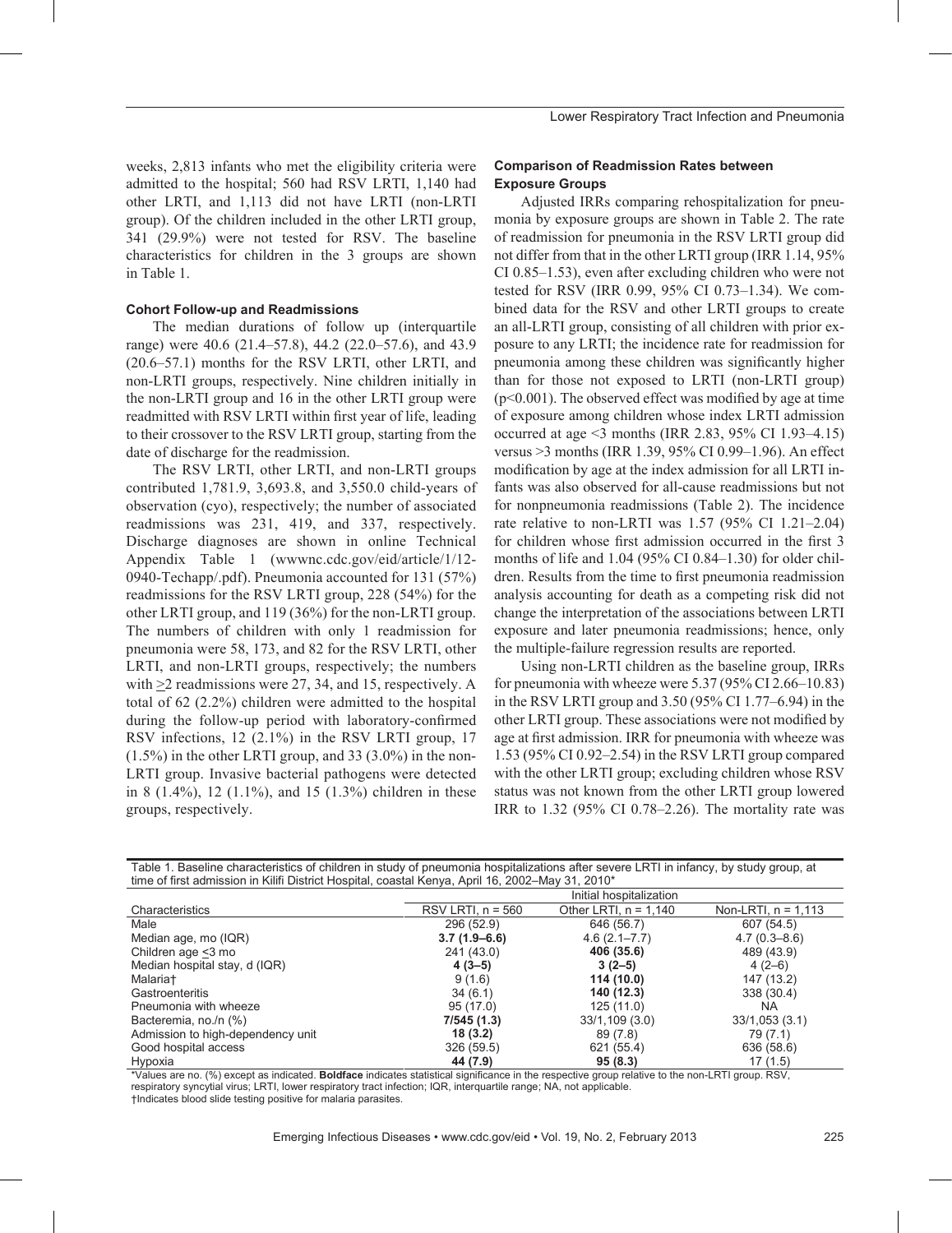weeks, 2,813 infants who met the eligibility criteria were admitted to the hospital; 560 had RSV LRTI, 1,140 had other LRTI, and 1,113 did not have LRTI (non-LRTI group). Of the children included in the other LRTI group, 341 (29.9%) were not tested for RSV. The baseline characteristics for children in the 3 groups are shown in Table 1.

### Cohort Follow-up and Readmissions

The median durations of follow up (interquartile range) were 40.6 (21.4–57.8), 44.2 (22.0–57.6), and 43.9 (20.6–57.1) months for the RSV LRTI, other LRTI, and non-LRTI groups, respectively. Nine children initially in the non-LRTI group and 16 in the other LRTI group were readmitted with RSV LRTI within first year of life, leading to their crossover to the RSV LRTI group, starting from the date of discharge for the readmission.

The RSV LRTI, other LRTI, and non-LRTI groups contributed 1,781.9, 3,693.8, and 3,550.0 child-years of observation (cyo), respectively; the number of associated readmissions was 231, 419, and 337, respectively. Discharge diagnoses are shown in online Technical Appendix Table 1 (wwwnc.cdc.gov/eid/article/1/12-0940-Techapp/.pdf). Pneumonia accounted for 131 (57%) readmissions for the RSV LRTI group, 228 (54%) for the other LRTI group, and 119 (36%) for the non-LRTI group. The numbers of children with only 1 readmission for pneumonia were 58, 173, and 82 for the RSV LRTI, other LRTI, and non-LRTI groups, respectively; the numbers with ≥2 readmissions were 27, 34, and 15, respectively. A total of 62 (2.2%) children were admitted to the hospital during the follow-up period with laboratory-confirmed RSV infections, 12 (2.1%) in the RSV LRTI group, 17 (1.5%) in the other LRTI group, and 33 (3.0%) in the non-LRTI group. Invasive bacterial pathogens were detected in 8 (1.4%), 12 (1.1%), and 15 (1.3%) children in these groups, respectively.

### Comparison of Readmission Rates between Exposure Groups

Adjusted IRRs comparing rehospitalization for pneumonia by exposure groups are shown in Table 2. The rate of readmission for pneumonia in the RSV LRTI group did not differ from that in the other LRTI group (IRR 1.14, 95% CI 0.85–1.53), even after excluding children who were not tested for RSV (IRR 0.99, 95% CI 0.73–1.34). We combined data for the RSV and other LRTI groups to create an all-LRTI group, consisting of all children with prior exposure to any LRTI; the incidence rate for readmission for pneumonia among these children was significantly higher than for those not exposed to LRTI (non-LRTI group) ($p<0.001$). The observed effect was modified by age at time of exposure among children whose index LRTI admission occurred at age <3 months (IRR 2.83, 95% CI 1.93–4.15) versus >3 months (IRR 1.39, 95% CI 0.99–1.96). An effect modification by age at the index admission for all LRTI infants was also observed for all-cause readmissions but not for nonpneumonia readmissions (Table 2). The incidence rate relative to non-LRTI was 1.57 (95% CI 1.21–2.04) for children whose first admission occurred in the first 3 months of life and 1.04 (95% CI 0.84–1.30) for older children. Results from the time to first pneumonia readmission analysis accounting for death as a competing risk did not change the interpretation of the associations between LRTI exposure and later pneumonia readmissions; hence, only the multiple-failure regression results are reported.

Using non-LRTI children as the baseline group, IRRs for pneumonia with wheeze were 5.37 (95% CI 2.66–10.83) in the RSV LRTI group and 3.50 (95% CI 1.77–6.94) in the other LRTI group. These associations were not modified by age at first admission. IRR for pneumonia with wheeze was 1.53 (95% CI 0.92–2.54) in the RSV LRTI group compared with the other LRTI group; excluding children whose RSV status was not known from the other LRTI group lowered IRR to 1.32 (95% CI 0.78–2.26). The mortality rate was

Table 1. Baseline characteristics of children in study of pneumonia hospitalizations after severe LRTI in infancy, by study group, at time of first admission in Kilifi District Hospital, coastal Kenya, April 16, 2002–May 31, 2010*

| | Initial hospitalization | | |
|---|---|---|---|
| Characteristics | RSV LRTI, n = 560 | Other LRTI, n = 1,140 | Non-LRTI, n = 1,113 |
| Male | 296 (52.9) | 646 (56.7) | 607 (54.5) |
| Median age, mo (IQR) | **3.7 (1.9–6.6)** | 4.6 (2.1–7.7) | 4.7 (0.3–8.6) |
| Children age ≤3 mo | 241 (43.0) | **406 (35.6)** | 489 (43.9) |
| Median hospital stay, d (IQR) | **4 (3–5)** | **3 (2–5)** | 4 (2–6) |
| Malaria† | 9 (1.6) | **114 (10.0)** | 147 (13.2) |
| Gastroenteritis | 34 (6.1) | **140 (12.3)** | 338 (30.4) |
| Pneumonia with wheeze | 95 (17.0) | 125 (11.0) | NA |
| Bacteremia, no./n (%) | **7/545 (1.3)** | 33/1,109 (3.0) | 33/1,053 (3.1) |
| Admission to high-dependency unit | **18 (3.2)** | 89 (7.8) | 79 (7.1) |
| Good hospital access | 326 (59.5) | 621 (55.4) | 636 (58.6) |
| Hypoxia | **44 (7.9)** | **95 (8.3)** | 17 (1.5) |

*Values are no. (%) except as indicated. **Boldface** indicates statistical significance in the respective group relative to the non-LRTI group. RSV, respiratory syncytial virus; LRTI, lower respiratory tract infection; IQR, interquartile range; NA, not applicable.
†Indicates blood slide testing positive for malaria parasites.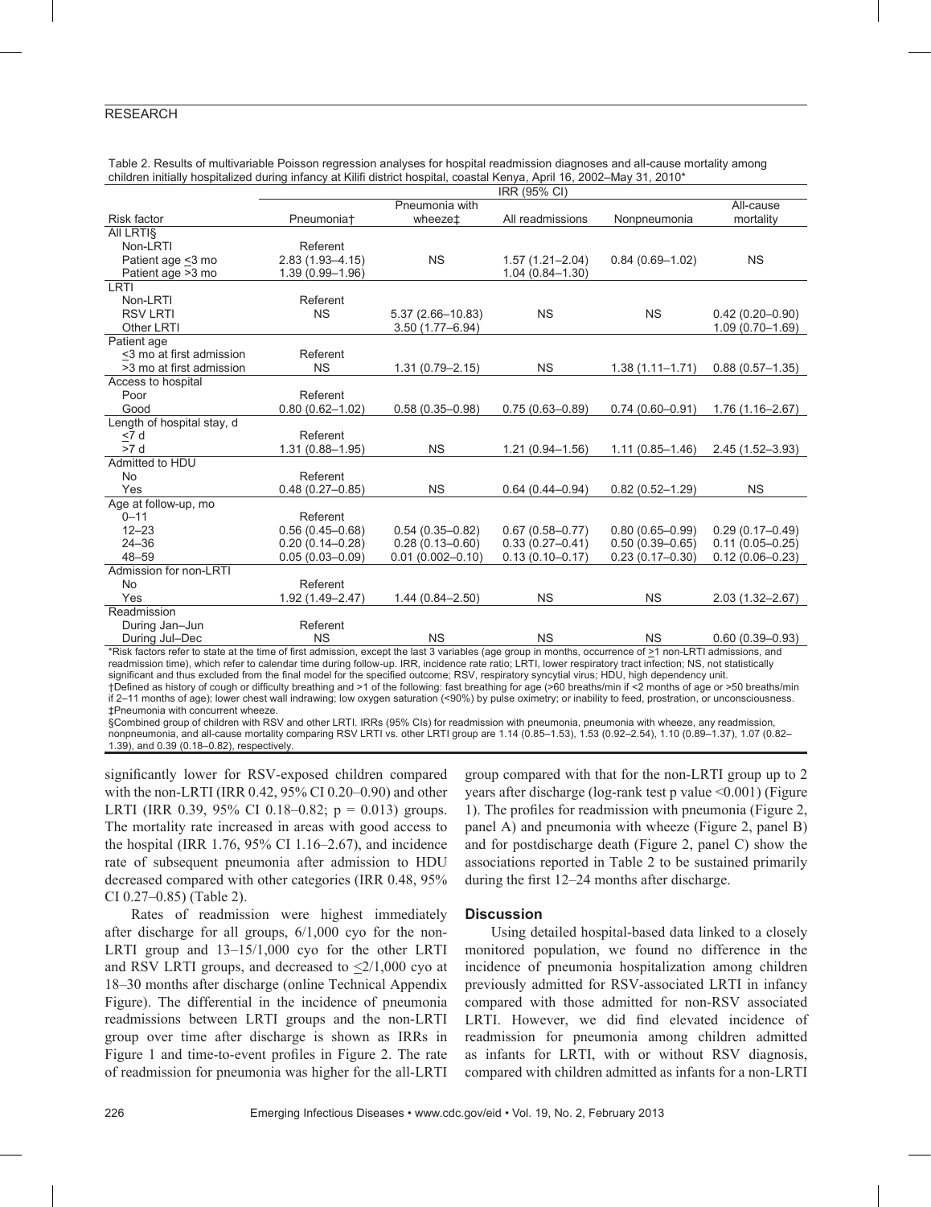Table 2. Results of multivariable Poisson regression analyses for hospital readmission diagnoses and all-cause mortality among children initially hospitalized during infancy at Kilifi district hospital, coastal Kenya, April 16, 2002–May 31, 2010*

| Risk factor | IRR (95% CI) | | | | |
|---|---|---|---|---|---|
| | Pneumonia† | Pneumonia with wheeze‡ | All readmissions | Nonpneumonia | All-cause mortality |
| All LRTI§ | | | | | |
| Non-LRTI | Referent | | | | |
| Patient age ≤3 mo | 2.83 (1.93–4.15) | NS | 1.57 (1.21–2.04) | 0.84 (0.69–1.02) | NS |
| Patient age >3 mo | 1.39 (0.99–1.96) | | 1.04 (0.84–1.30) | | |
| LRTI | | | | | |
| Non-LRTI | Referent | | | | |
| RSV LRTI | NS | 5.37 (2.66–10.83) | NS | NS | 0.42 (0.20–0.90) |
| Other LRTI | | 3.50 (1.77–6.94) | | | 1.09 (0.70–1.69) |
| Patient age | | | | | |
| ≤3 mo at first admission | Referent | | | | |
| >3 mo at first admission | NS | 1.31 (0.79–2.15) | NS | 1.38 (1.11–1.71) | 0.88 (0.57–1.35) |
| Access to hospital | | | | | |
| Poor | Referent | | | | |
| Good | 0.80 (0.62–1.02) | 0.58 (0.35–0.98) | 0.75 (0.63–0.89) | 0.74 (0.60–0.91) | 1.76 (1.16–2.67) |
| Length of hospital stay, d | | | | | |
| ≤7 d | Referent | | | | |
| >7 d | 1.31 (0.88–1.95) | NS | 1.21 (0.94–1.56) | 1.11 (0.85–1.46) | 2.45 (1.52–3.93) |
| Admitted to HDU | | | | | |
| No | Referent | | | | |
| Yes | 0.48 (0.27–0.85) | NS | 0.64 (0.44–0.94) | 0.82 (0.52–1.29) | NS |
| Age at follow-up, mo | | | | | |
| 0–11 | Referent | | | | |
| 12–23 | 0.56 (0.45–0.68) | 0.54 (0.35–0.82) | 0.67 (0.58–0.77) | 0.80 (0.65–0.99) | 0.29 (0.17–0.49) |
| 24–36 | 0.20 (0.14–0.28) | 0.28 (0.13–0.60) | 0.33 (0.27–0.41) | 0.50 (0.39–0.65) | 0.11 (0.05–0.25) |
| 48–59 | 0.05 (0.03–0.09) | 0.01 (0.002–0.10) | 0.13 (0.10–0.17) | 0.23 (0.17–0.30) | 0.12 (0.06–0.23) |
| Admission for non-LRTI | | | | | |
| No | Referent | | | | |
| Yes | 1.92 (1.49–2.47) | 1.44 (0.84–2.50) | NS | NS | 2.03 (1.32–2.67) |
| Readmission | | | | | |
| During Jan–Jun | Referent | | | | |
| During Jul–Dec | NS | NS | NS | NS | 0.60 (0.39–0.93) |

*Risk factors refer to state at the time of first admission, except the last 3 variables (age group in months, occurrence of ≥1 non-LRTI admissions, and readmission time), which refer to calendar time during follow-up. IRR, incidence rate ratio; LRTI, lower respiratory tract infection; NS, not statistically significant and thus excluded from the final model for the specified outcome; RSV, respiratory syncytial virus; HDU, high dependency unit.
†Defined as history of cough or difficulty breathing and >1 of the following: fast breathing for age (>60 breaths/min if <2 months of age or >50 breaths/min if 2–11 months of age); lower chest wall indrawing; low oxygen saturation (<90%) by pulse oximetry; or inability to feed, prostration, or unconsciousness.
‡Pneumonia with concurrent wheeze.
§Combined group of children with RSV and other LRTI. IRRs (95% CIs) for readmission with pneumonia, pneumonia with wheeze, any readmission, nonpneumonia, and all-cause mortality comparing RSV LRTI vs. other LRTI group are 1.14 (0.85–1.53), 1.53 (0.92–2.54), 1.10 (0.89–1.37), 1.07 (0.82–1.39), and 0.39 (0.18–0.82), respectively.

significantly lower for RSV-exposed children compared with the non-LRTI (IRR 0.42, 95% CI 0.20–0.90) and other LRTI (IRR 0.39, 95% CI 0.18–0.82; p = 0.013) groups. The mortality rate increased in areas with good access to the hospital (IRR 1.76, 95% CI 1.16–2.67), and incidence rate of subsequent pneumonia after admission to HDU decreased compared with other categories (IRR 0.48, 95% CI 0.27–0.85) (Table 2).

Rates of readmission were highest immediately after discharge for all groups, 6/1,000 cyo for the non-LRTI group and 13–15/1,000 cyo for the other LRTI and RSV LRTI groups, and decreased to ≤2/1,000 cyo at 18–30 months after discharge (online Technical Appendix Figure). The differential in the incidence of pneumonia readmissions between LRTI groups and the non-LRTI group over time after discharge is shown as IRRs in Figure 1 and time-to-event profiles in Figure 2. The rate of readmission for pneumonia was higher for the all-LRTI group compared with that for the non-LRTI group up to 2 years after discharge (log-rank test p value <0.001) (Figure 1). The profiles for readmission with pneumonia (Figure 2, panel A) and pneumonia with wheeze (Figure 2, panel B) and for postdischarge death (Figure 2, panel C) show the associations reported in Table 2 to be sustained primarily during the first 12–24 months after discharge.

## Discussion

Using detailed hospital-based data linked to a closely monitored population, we found no difference in the incidence of pneumonia hospitalization among children previously admitted for RSV-associated LRTI in infancy compared with those admitted for non-RSV associated LRTI. However, we did find elevated incidence of readmission for pneumonia among children admitted as infants for LRTI, with or without RSV diagnosis, compared with children admitted as infants for a non-LRTI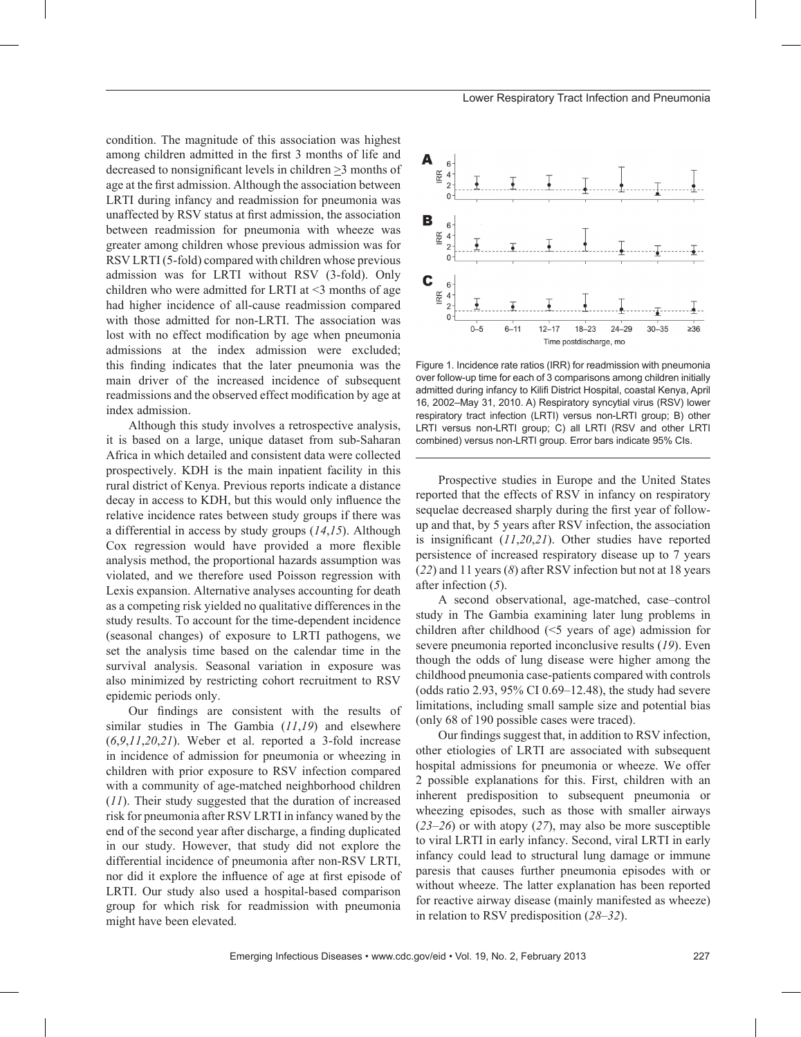condition. The magnitude of this association was highest among children admitted in the first 3 months of life and decreased to nonsignificant levels in children ≥3 months of age at the first admission. Although the association between LRTI during infancy and readmission for pneumonia was unaffected by RSV status at first admission, the association between readmission for pneumonia with wheeze was greater among children whose previous admission was for RSV LRTI (5-fold) compared with children whose previous admission was for LRTI without RSV (3-fold). Only children who were admitted for LRTI at <3 months of age had higher incidence of all-cause readmission compared with those admitted for non-LRTI. The association was lost with no effect modification by age when pneumonia admissions at the index admission were excluded; this finding indicates that the later pneumonia was the main driver of the increased incidence of subsequent readmissions and the observed effect modification by age at index admission.

Although this study involves a retrospective analysis, it is based on a large, unique dataset from sub-Saharan Africa in which detailed and consistent data were collected prospectively. KDH is the main inpatient facility in this rural district of Kenya. Previous reports indicate a distance decay in access to KDH, but this would only influence the relative incidence rates between study groups if there was a differential in access by study groups (*14*,*15*). Although Cox regression would have provided a more flexible analysis method, the proportional hazards assumption was violated, and we therefore used Poisson regression with Lexis expansion. Alternative analyses accounting for death as a competing risk yielded no qualitative differences in the study results. To account for the time-dependent incidence (seasonal changes) of exposure to LRTI pathogens, we set the analysis time based on the calendar time in the survival analysis. Seasonal variation in exposure was also minimized by restricting cohort recruitment to RSV epidemic periods only.

Our findings are consistent with the results of similar studies in The Gambia (*11*,*19*) and elsewhere (*6*,*9*,*11*,*20*,*21*). Weber et al. reported a 3-fold increase in incidence of admission for pneumonia or wheezing in children with prior exposure to RSV infection compared with a community of age-matched neighborhood children (*11*). Their study suggested that the duration of increased risk for pneumonia after RSV LRTI in infancy waned by the end of the second year after discharge, a finding duplicated in our study. However, that study did not explore the differential incidence of pneumonia after non-RSV LRTI, nor did it explore the influence of age at first episode of LRTI. Our study also used a hospital-based comparison group for which risk for readmission with pneumonia might have been elevated.

Figure 1. Incidence rate ratios (IRR) for readmission with pneumonia over follow-up time for each of 3 comparisons among children initially admitted during infancy to Kilifi District Hospital, coastal Kenya, April 16, 2002–May 31, 2010. A) Respiratory syncytial virus (RSV) lower respiratory tract infection (LRTI) versus non-LRTI group; B) other LRTI versus non-LRTI group; C) all LRTI (RSV and other LRTI combined) versus non-LRTI group. Error bars indicate 95% CIs.

Prospective studies in Europe and the United States reported that the effects of RSV in infancy on respiratory sequelae decreased sharply during the first year of follow-up and that, by 5 years after RSV infection, the association is insignificant (*11*,*20*,*21*). Other studies have reported persistence of increased respiratory disease up to 7 years (*22*) and 11 years (*8*) after RSV infection but not at 18 years after infection (*5*).

A second observational, age-matched, case–control study in The Gambia examining later lung problems in children after childhood (<5 years of age) admission for severe pneumonia reported inconclusive results (*19*). Even though the odds of lung disease were higher among the childhood pneumonia case-patients compared with controls (odds ratio 2.93, 95% CI 0.69–12.48), the study had severe limitations, including small sample size and potential bias (only 68 of 190 possible cases were traced).

Our findings suggest that, in addition to RSV infection, other etiologies of LRTI are associated with subsequent hospital admissions for pneumonia or wheeze. We offer 2 possible explanations for this. First, children with an inherent predisposition to subsequent pneumonia or wheezing episodes, such as those with smaller airways (*23*–*26*) or with atopy (*27*), may also be more susceptible to viral LRTI in early infancy. Second, viral LRTI in early infancy could lead to structural lung damage or immune paresis that causes further pneumonia episodes with or without wheeze. The latter explanation has been reported for reactive airway disease (mainly manifested as wheeze) in relation to RSV predisposition (*28*–*32*).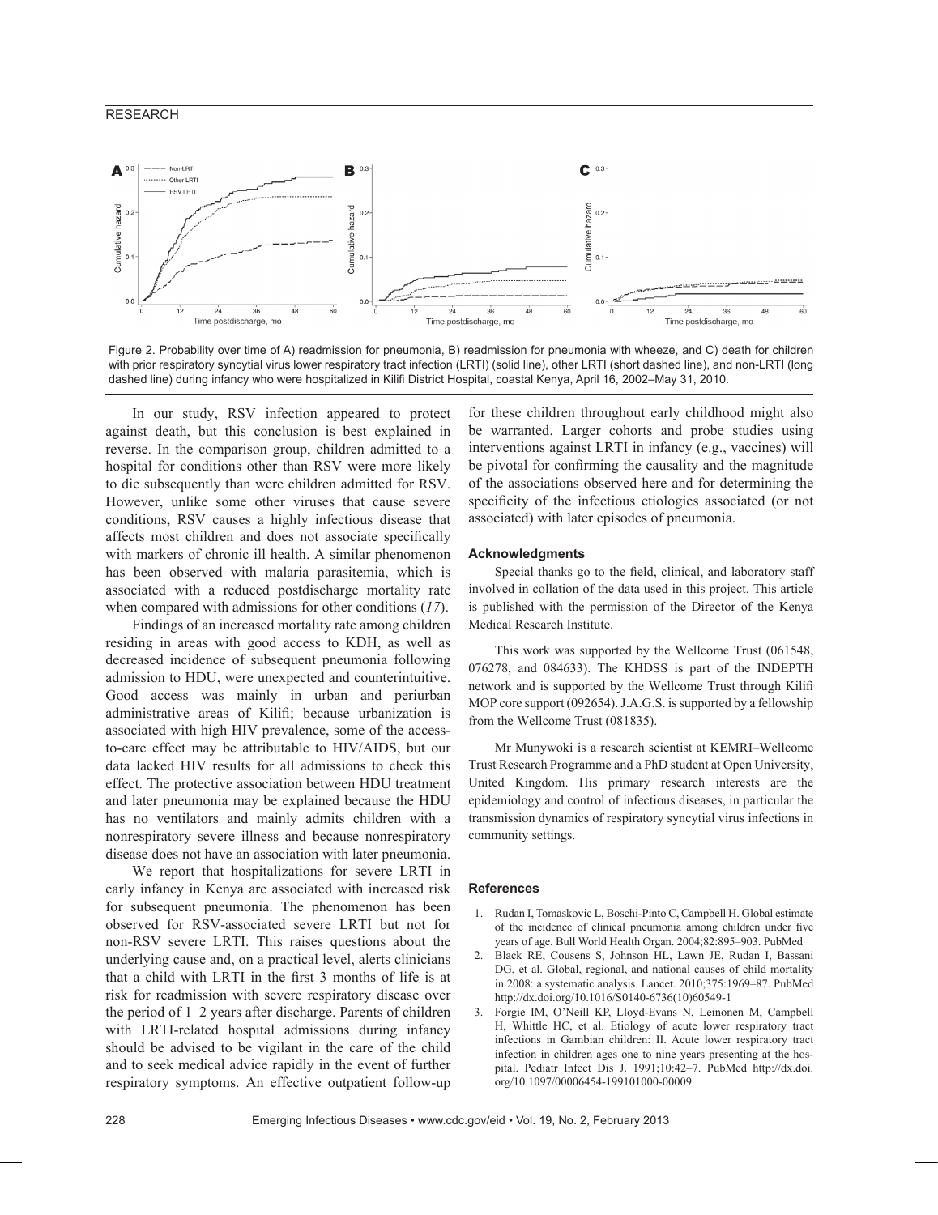Figure 2. Probability over time of A) readmission for pneumonia, B) readmission for pneumonia with wheeze, and C) death for children with prior respiratory syncytial virus lower respiratory tract infection (LRTI) (solid line), other LRTI (short dashed line), and non-LRTI (long dashed line) during infancy who were hospitalized in Kilifi District Hospital, coastal Kenya, April 16, 2002–May 31, 2010.

In our study, RSV infection appeared to protect against death, but this conclusion is best explained in reverse. In the comparison group, children admitted to a hospital for conditions other than RSV were more likely to die subsequently than were children admitted for RSV. However, unlike some other viruses that cause severe conditions, RSV causes a highly infectious disease that affects most children and does not associate specifically with markers of chronic ill health. A similar phenomenon has been observed with malaria parasitemia, which is associated with a reduced postdischarge mortality rate when compared with admissions for other conditions (*17*).

Findings of an increased mortality rate among children residing in areas with good access to KDH, as well as decreased incidence of subsequent pneumonia following admission to HDU, were unexpected and counterintuitive. Good access was mainly in urban and periurban administrative areas of Kilifi; because urbanization is associated with high HIV prevalence, some of the access-to-care effect may be attributable to HIV/AIDS, but our data lacked HIV results for all admissions to check this effect. The protective association between HDU treatment and later pneumonia may be explained because the HDU has no ventilators and mainly admits children with a nonrespiratory severe illness and because nonrespiratory disease does not have an association with later pneumonia.

We report that hospitalizations for severe LRTI in early infancy in Kenya are associated with increased risk for subsequent pneumonia. The phenomenon has been observed for RSV-associated severe LRTI but not for non-RSV severe LRTI. This raises questions about the underlying cause and, on a practical level, alerts clinicians that a child with LRTI in the first 3 months of life is at risk for readmission with severe respiratory disease over the period of 1–2 years after discharge. Parents of children with LRTI-related hospital admissions during infancy should be advised to be vigilant in the care of the child and to seek medical advice rapidly in the event of further respiratory symptoms. An effective outpatient follow-up for these children throughout early childhood might also be warranted. Larger cohorts and probe studies using interventions against LRTI in infancy (e.g., vaccines) will be pivotal for confirming the causality and the magnitude of the associations observed here and for determining the specificity of the infectious etiologies associated (or not associated) with later episodes of pneumonia.

### Acknowledgments

Special thanks go to the field, clinical, and laboratory staff involved in collation of the data used in this project. This article is published with the permission of the Director of the Kenya Medical Research Institute.

This work was supported by the Wellcome Trust (061548, 076278, and 084633). The KHDSS is part of the INDEPTH network and is supported by the Wellcome Trust through Kilifi MOP core support (092654). J.A.G.S. is supported by a fellowship from the Wellcome Trust (081835).

Mr Munywoki is a research scientist at KEMRI–Wellcome Trust Research Programme and a PhD student at Open University, United Kingdom. His primary research interests are the epidemiology and control of infectious diseases, in particular the transmission dynamics of respiratory syncytial virus infections in community settings.

### References

1. Rudan I, Tomaskovic L, Boschi-Pinto C, Campbell H. Global estimate of the incidence of clinical pneumonia among children under five years of age. Bull World Health Organ. 2004;82:895–903. PubMed
2. Black RE, Cousens S, Johnson HL, Lawn JE, Rudan I, Bassani DG, et al. Global, regional, and national causes of child mortality in 2008: a systematic analysis. Lancet. 2010;375:1969–87. PubMed http://dx.doi.org/10.1016/S0140-6736(10)60549-1
3. Forgie IM, O'Neill KP, Lloyd-Evans N, Leinonen M, Campbell H, Whittle HC, et al. Etiology of acute lower respiratory tract infections in Gambian children: II. Acute lower respiratory tract infection in children ages one to nine years presenting at the hospital. Pediatr Infect Dis J. 1991;10:42–7. PubMed http://dx.doi.org/10.1097/00006454-199101000-00009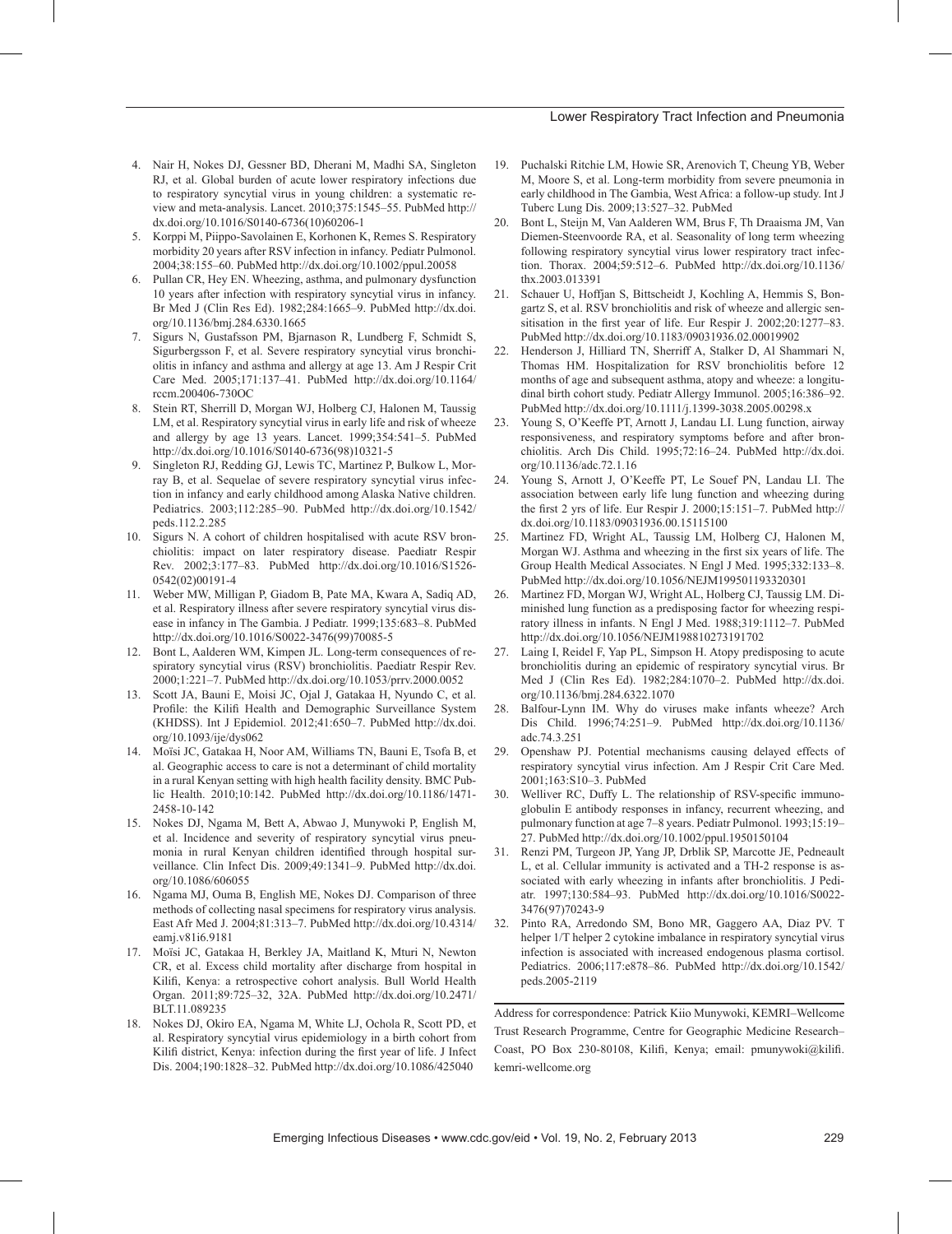4. Nair H, Nokes DJ, Gessner BD, Dherani M, Madhi SA, Singleton RJ, et al. Global burden of acute lower respiratory infections due to respiratory syncytial virus in young children: a systematic review and meta-analysis. Lancet. 2010;375:1545–55. PubMed http://dx.doi.org/10.1016/S0140-6736(10)60206-1
5. Korppi M, Piippo-Savolainen E, Korhonen K, Remes S. Respiratory morbidity 20 years after RSV infection in infancy. Pediatr Pulmonol. 2004;38:155–60. PubMed http://dx.doi.org/10.1002/ppul.20058
6. Pullan CR, Hey EN. Wheezing, asthma, and pulmonary dysfunction 10 years after infection with respiratory syncytial virus in infancy. Br Med J (Clin Res Ed). 1982;284:1665–9. PubMed http://dx.doi.org/10.1136/bmj.284.6330.1665
7. Sigurs N, Gustafsson PM, Bjarnason R, Lundberg F, Schmidt S, Sigurbergsson F, et al. Severe respiratory syncytial virus bronchiolitis in infancy and asthma and allergy at age 13. Am J Respir Crit Care Med. 2005;171:137–41. PubMed http://dx.doi.org/10.1164/rccm.200406-730OC
8. Stein RT, Sherrill D, Morgan WJ, Holberg CJ, Halonen M, Taussig LM, et al. Respiratory syncytial virus in early life and risk of wheeze and allergy by age 13 years. Lancet. 1999;354:541–5. PubMed http://dx.doi.org/10.1016/S0140-6736(98)10321-5
9. Singleton RJ, Redding GJ, Lewis TC, Martinez P, Bulkow L, Morray B, et al. Sequelae of severe respiratory syncytial virus infection in infancy and early childhood among Alaska Native children. Pediatrics. 2003;112:285–90. PubMed http://dx.doi.org/10.1542/peds.112.2.285
10. Sigurs N. A cohort of children hospitalised with acute RSV bronchiolitis: impact on later respiratory disease. Paediatr Respir Rev. 2002;3:177–83. PubMed http://dx.doi.org/10.1016/S1526-0542(02)00191-4
11. Weber MW, Milligan P, Giadom B, Pate MA, Kwara A, Sadiq AD, et al. Respiratory illness after severe respiratory syncytial virus disease in infancy in The Gambia. J Pediatr. 1999;135:683–8. PubMed http://dx.doi.org/10.1016/S0022-3476(99)70085-5
12. Bont L, Aalderen WM, Kimpen JL. Long-term consequences of respiratory syncytial virus (RSV) bronchiolitis. Paediatr Respir Rev. 2000;1:221–7. PubMed http://dx.doi.org/10.1053/prrv.2000.0052
13. Scott JA, Bauni E, Moisi JC, Ojal J, Gatakaa H, Nyundo C, et al. Profile: the Kilifi Health and Demographic Surveillance System (KHDSS). Int J Epidemiol. 2012;41:650–7. PubMed http://dx.doi.org/10.1093/ije/dys062
14. Moïsi JC, Gatakaa H, Noor AM, Williams TN, Bauni E, Tsofa B, et al. Geographic access to care is not a determinant of child mortality in a rural Kenyan setting with high health facility density. BMC Public Health. 2010;10:142. PubMed http://dx.doi.org/10.1186/1471-2458-10-142
15. Nokes DJ, Ngama M, Bett A, Abwao J, Munywoki P, English M, et al. Incidence and severity of respiratory syncytial virus pneumonia in rural Kenyan children identified through hospital surveillance. Clin Infect Dis. 2009;49:1341–9. PubMed http://dx.doi.org/10.1086/606055
16. Ngama MJ, Ouma B, English ME, Nokes DJ. Comparison of three methods of collecting nasal specimens for respiratory virus analysis. East Afr Med J. 2004;81:313–7. PubMed http://dx.doi.org/10.4314/eamj.v81i6.9181
17. Moïsi JC, Gatakaa H, Berkley JA, Maitland K, Mturi N, Newton CR, et al. Excess child mortality after discharge from hospital in Kilifi, Kenya: a retrospective cohort analysis. Bull World Health Organ. 2011;89:725–32, 32A. PubMed http://dx.doi.org/10.2471/BLT.11.089235
18. Nokes DJ, Okiro EA, Ngama M, White LJ, Ochola R, Scott PD, et al. Respiratory syncytial virus epidemiology in a birth cohort from Kilifi district, Kenya: infection during the first year of life. J Infect Dis. 2004;190:1828–32. PubMed http://dx.doi.org/10.1086/425040
19. Puchalski Ritchie LM, Howie SR, Arenovich T, Cheung YB, Weber M, Moore S, et al. Long-term morbidity from severe pneumonia in early childhood in The Gambia, West Africa: a follow-up study. Int J Tuberc Lung Dis. 2009;13:527–32. PubMed
20. Bont L, Steijn M, Van Aalderen WM, Brus F, Th Draaisma JM, Van Diemen-Steenvoorde RA, et al. Seasonality of long term wheezing following respiratory syncytial virus lower respiratory tract infection. Thorax. 2004;59:512–6. PubMed http://dx.doi.org/10.1136/thx.2003.013391
21. Schauer U, Hoffjan S, Bittscheidt J, Kochling A, Hemmis S, Bongartz S, et al. RSV bronchiolitis and risk of wheeze and allergic sensitisation in the first year of life. Eur Respir J. 2002;20:1277–83. PubMed http://dx.doi.org/10.1183/09031936.02.00019902
22. Henderson J, Hilliard TN, Sherriff A, Stalker D, Al Shammari N, Thomas HM. Hospitalization for RSV bronchiolitis before 12 months of age and subsequent asthma, atopy and wheeze: a longitudinal birth cohort study. Pediatr Allergy Immunol. 2005;16:386–92. PubMed http://dx.doi.org/10.1111/j.1399-3038.2005.00298.x
23. Young S, O'Keeffe PT, Arnott J, Landau LI. Lung function, airway responsiveness, and respiratory symptoms before and after bronchiolitis. Arch Dis Child. 1995;72:16–24. PubMed http://dx.doi.org/10.1136/adc.72.1.16
24. Young S, Arnott J, O'Keeffe PT, Le Souef PN, Landau LI. The association between early life lung function and wheezing during the first 2 yrs of life. Eur Respir J. 2000;15:151–7. PubMed http://dx.doi.org/10.1183/09031936.00.15115100
25. Martinez FD, Wright AL, Taussig LM, Holberg CJ, Halonen M, Morgan WJ. Asthma and wheezing in the first six years of life. The Group Health Medical Associates. N Engl J Med. 1995;332:133–8. PubMed http://dx.doi.org/10.1056/NEJM199501193320301
26. Martinez FD, Morgan WJ, Wright AL, Holberg CJ, Taussig LM. Diminished lung function as a predisposing factor for wheezing respiratory illness in infants. N Engl J Med. 1988;319:1112–7. PubMed http://dx.doi.org/10.1056/NEJM198810273191702
27. Laing I, Reidel F, Yap PL, Simpson H. Atopy predisposing to acute bronchiolitis during an epidemic of respiratory syncytial virus. Br Med J (Clin Res Ed). 1982;284:1070–2. PubMed http://dx.doi.org/10.1136/bmj.284.6322.1070
28. Balfour-Lynn IM. Why do viruses make infants wheeze? Arch Dis Child. 1996;74:251–9. PubMed http://dx.doi.org/10.1136/adc.74.3.251
29. Openshaw PJ. Potential mechanisms causing delayed effects of respiratory syncytial virus infection. Am J Respir Crit Care Med. 2001;163:S10–3. PubMed
30. Welliver RC, Duffy L. The relationship of RSV-specific immunoglobulin E antibody responses in infancy, recurrent wheezing, and pulmonary function at age 7–8 years. Pediatr Pulmonol. 1993;15:19–27. PubMed http://dx.doi.org/10.1002/ppul.1950150104
31. Renzi PM, Turgeon JP, Yang JP, Drblik SP, Marcotte JE, Pedneault L, et al. Cellular immunity is activated and a TH-2 response is associated with early wheezing in infants after bronchiolitis. J Pediatr. 1997;130:584–93. PubMed http://dx.doi.org/10.1016/S0022-3476(97)70243-9
32. Pinto RA, Arredondo SM, Bono MR, Gaggero AA, Diaz PV. T helper 1/T helper 2 cytokine imbalance in respiratory syncytial virus infection is associated with increased endogenous plasma cortisol. Pediatrics. 2006;117:e878–86. PubMed http://dx.doi.org/10.1542/peds.2005-2119

Address for correspondence: Patrick Kiio Munywoki, KEMRI–Wellcome Trust Research Programme, Centre for Geographic Medicine Research–Coast, PO Box 230-80108, Kilifi, Kenya; email: pmunywoki@kilifi.kemri-wellcome.org